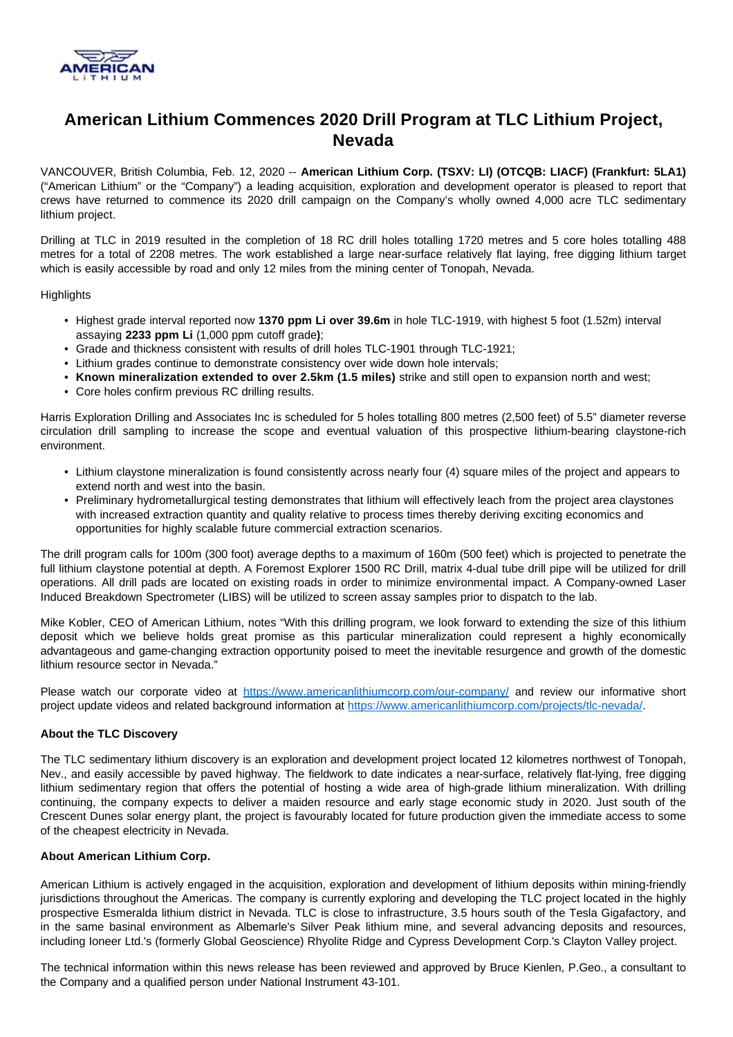# American Lithium Commences 2020 Drill Program at TLC Lithium Project, Nevada

VANCOUVER, British Columbia, Feb. 12, 2020 -- **American Lithium Corp. (TSXV: LI) (OTCQB: LIACF) (Frankfurt: 5LA1)** ("American Lithium" or the "Company") a leading acquisition, exploration and development operator is pleased to report that crews have returned to commence its 2020 drill campaign on the Company's wholly owned 4,000 acre TLC sedimentary lithium project.

Drilling at TLC in 2019 resulted in the completion of 18 RC drill holes totalling 1720 metres and 5 core holes totalling 488 metres for a total of 2208 metres. The work established a large near-surface relatively flat laying, free digging lithium target which is easily accessible by road and only 12 miles from the mining center of Tonopah, Nevada.

Highlights

- Highest grade interval reported now **1370 ppm Li over 39.6m** in hole TLC-1919, with highest 5 foot (1.52m) interval assaying **2233 ppm Li** (1,000 ppm cutoff grade**)**;
- Grade and thickness consistent with results of drill holes TLC-1901 through TLC-1921;
- Lithium grades continue to demonstrate consistency over wide down hole intervals;
- **Known mineralization extended to over 2.5km (1.5 miles)** strike and still open to expansion north and west;
- Core holes confirm previous RC drilling results.

Harris Exploration Drilling and Associates Inc is scheduled for 5 holes totalling 800 metres (2,500 feet) of 5.5" diameter reverse circulation drill sampling to increase the scope and eventual valuation of this prospective lithium-bearing claystone-rich environment.

- Lithium claystone mineralization is found consistently across nearly four (4) square miles of the project and appears to extend north and west into the basin.
- Preliminary hydrometallurgical testing demonstrates that lithium will effectively leach from the project area claystones with increased extraction quantity and quality relative to process times thereby deriving exciting economics and opportunities for highly scalable future commercial extraction scenarios.

The drill program calls for 100m (300 foot) average depths to a maximum of 160m (500 feet) which is projected to penetrate the full lithium claystone potential at depth. A Foremost Explorer 1500 RC Drill, matrix 4-dual tube drill pipe will be utilized for drill operations. All drill pads are located on existing roads in order to minimize environmental impact. A Company-owned Laser Induced Breakdown Spectrometer (LIBS) will be utilized to screen assay samples prior to dispatch to the lab.

Mike Kobler, CEO of American Lithium, notes "With this drilling program, we look forward to extending the size of this lithium deposit which we believe holds great promise as this particular mineralization could represent a highly economically advantageous and game-changing extraction opportunity poised to meet the inevitable resurgence and growth of the domestic lithium resource sector in Nevada."

Please watch our corporate video at [https://www.americanlithiumcorp.com/our-company/](https://www.americanlithiumcorp.com/our-company/) and review our informative short project update videos and related background information at [https://www.americanlithiumcorp.com/projects/tlc-nevada/](https://www.americanlithiumcorp.com/projects/tlc-nevada/).

**About the TLC Discovery**

The TLC sedimentary lithium discovery is an exploration and development project located 12 kilometres northwest of Tonopah, Nev., and easily accessible by paved highway. The fieldwork to date indicates a near-surface, relatively flat-lying, free digging lithium sedimentary region that offers the potential of hosting a wide area of high-grade lithium mineralization. With drilling continuing, the company expects to deliver a maiden resource and early stage economic study in 2020. Just south of the Crescent Dunes solar energy plant, the project is favourably located for future production given the immediate access to some of the cheapest electricity in Nevada.

**About American Lithium Corp.**

American Lithium is actively engaged in the acquisition, exploration and development of lithium deposits within mining-friendly jurisdictions throughout the Americas. The company is currently exploring and developing the TLC project located in the highly prospective Esmeralda lithium district in Nevada. TLC is close to infrastructure, 3.5 hours south of the Tesla Gigafactory, and in the same basinal environment as Albemarle's Silver Peak lithium mine, and several advancing deposits and resources, including Ioneer Ltd.'s (formerly Global Geoscience) Rhyolite Ridge and Cypress Development Corp.'s Clayton Valley project.

The technical information within this news release has been reviewed and approved by Bruce Kienlen, P.Geo., a consultant to the Company and a qualified person under National Instrument 43-101.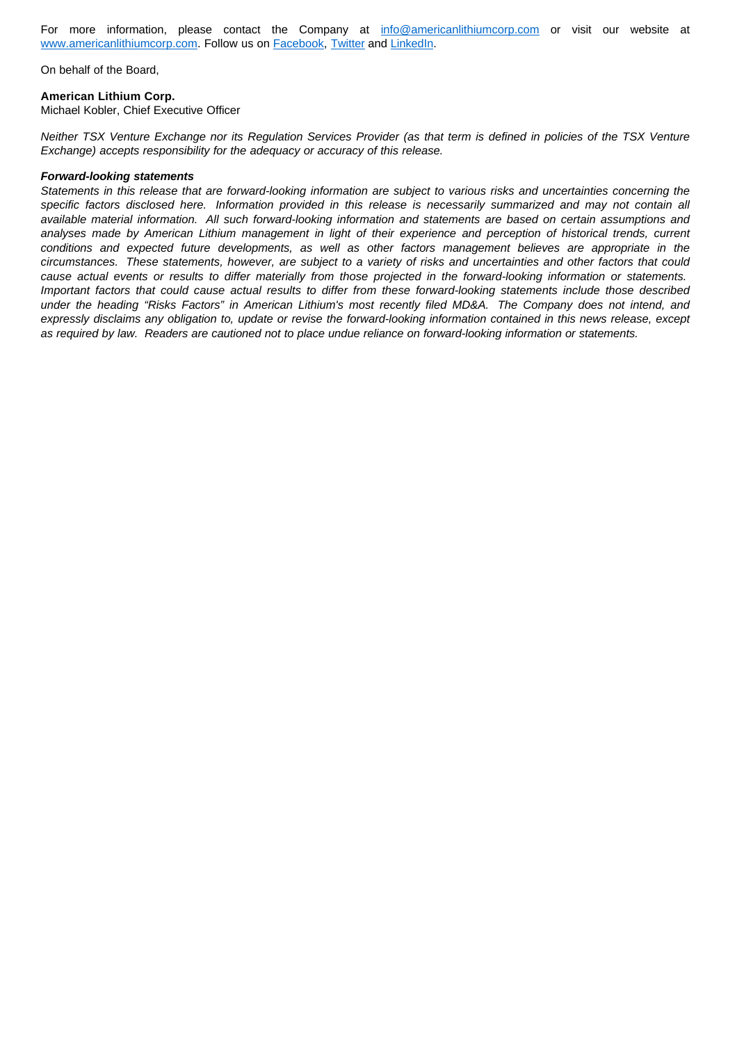For more information, please contact the Company at [info@americanlithiumcorp.com](mailto:info@americanlithiumcorp.com) or visit our website at [www.americanlithiumcorp.com](http://www.americanlithiumcorp.com). Follow us on [Facebook](), [Twitter]() and [LinkedIn]().

On behalf of the Board,

**American Lithium Corp.**
Michael Kobler, Chief Executive Officer

*Neither TSX Venture Exchange nor its Regulation Services Provider (as that term is defined in policies of the TSX Venture Exchange) accepts responsibility for the adequacy or accuracy of this release.*

***Forward-looking statements***
*Statements in this release that are forward-looking information are subject to various risks and uncertainties concerning the specific factors disclosed here. Information provided in this release is necessarily summarized and may not contain all available material information. All such forward-looking information and statements are based on certain assumptions and analyses made by American Lithium management in light of their experience and perception of historical trends, current conditions and expected future developments, as well as other factors management believes are appropriate in the circumstances. These statements, however, are subject to a variety of risks and uncertainties and other factors that could cause actual events or results to differ materially from those projected in the forward-looking information or statements. Important factors that could cause actual results to differ from these forward-looking statements include those described under the heading "Risks Factors" in American Lithium's most recently filed MD&A. The Company does not intend, and expressly disclaims any obligation to, update or revise the forward-looking information contained in this news release, except as required by law. Readers are cautioned not to place undue reliance on forward-looking information or statements.*